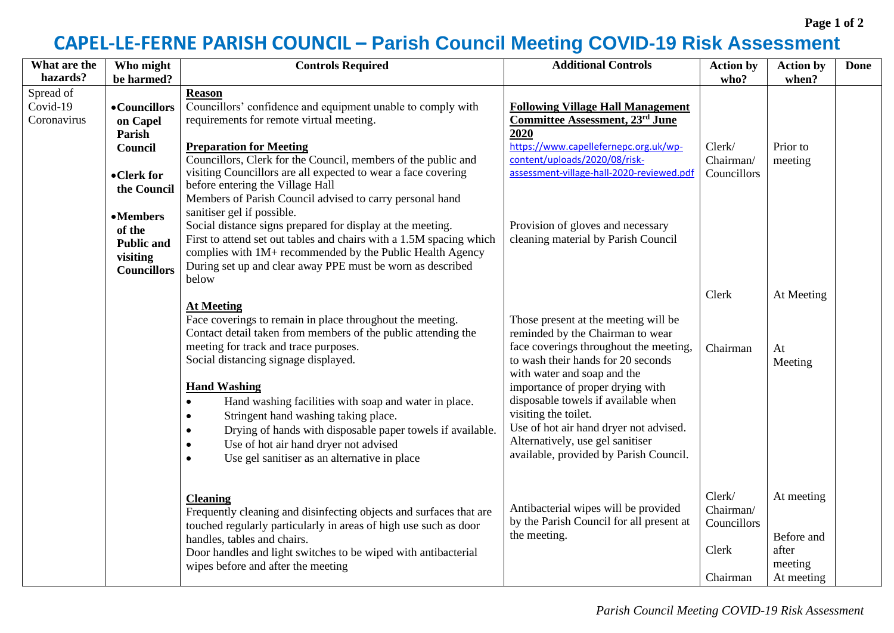# CAPEL-LE-FERNE PARISH COUNCIL – Parish Council Meeting COVID-19 Risk Assessment

| What are the hazards? | Who might be harmed? | Controls Required | Additional Controls | Action by who? | Action by when? | Done |
|---|---|---|---|---|---|---|
| Spread of Covid-19 Coronavirus | • **Councillors on Capel Parish Council**<br><br>• **Clerk for the Council**<br><br>• **Members of the Public and visiting Councillors** | **Reason**<br>Councillors' confidence and equipment unable to comply with requirements for remote virtual meeting.<br><br>**Preparation for Meeting**<br>Councillors, Clerk for the Council, members of the public and visiting Councillors are all expected to wear a face covering before entering the Village Hall<br>Members of Parish Council advised to carry personal hand sanitiser gel if possible.<br>Social distance signs prepared for display at the meeting.<br>First to attend set out tables and chairs with a 1.5M spacing which complies with 1M+ recommended by the Public Health Agency<br>During set up and clear away PPE must be worn as described below | **Following Village Hall Management Committee Assessment, 23rd June 2020**<br>https://www.capellefernepc.org.uk/wp-content/uploads/2020/08/risk-assessment-village-hall-2020-reviewed.pdf<br><br>Provision of gloves and necessary cleaning material by Parish Council | Clerk/<br>Chairman/<br>Councillors<br><br>Clerk | Prior to meeting<br><br>At Meeting | |
| | | **At Meeting**<br>Face coverings to remain in place throughout the meeting.<br>Contact detail taken from members of the public attending the meeting for track and trace purposes.<br>Social distancing signage displayed.<br><br>**Hand Washing**<br>• Hand washing facilities with soap and water in place.<br>• Stringent hand washing taking place.<br>• Drying of hands with disposable paper towels if available.<br>• Use of hot air hand dryer not advised<br>• Use gel sanitiser as an alternative in place | Those present at the meeting will be reminded by the Chairman to wear face coverings throughout the meeting, to wash their hands for 20 seconds with water and soap and the importance of proper drying with disposable towels if available when visiting the toilet.<br>Use of hot air hand dryer not advised.<br>Alternatively, use gel sanitiser available, provided by Parish Council. | Chairman | At Meeting | |
| | | **Cleaning**<br>Frequently cleaning and disinfecting objects and surfaces that are touched regularly particularly in areas of high use such as door handles, tables and chairs.<br>Door handles and light switches to be wiped with antibacterial wipes before and after the meeting | Antibacterial wipes will be provided by the Parish Council for all present at the meeting. | Clerk/<br>Chairman/<br>Councillors<br><br>Clerk<br><br>Chairman | At meeting<br><br>Before and after meeting<br>At meeting | |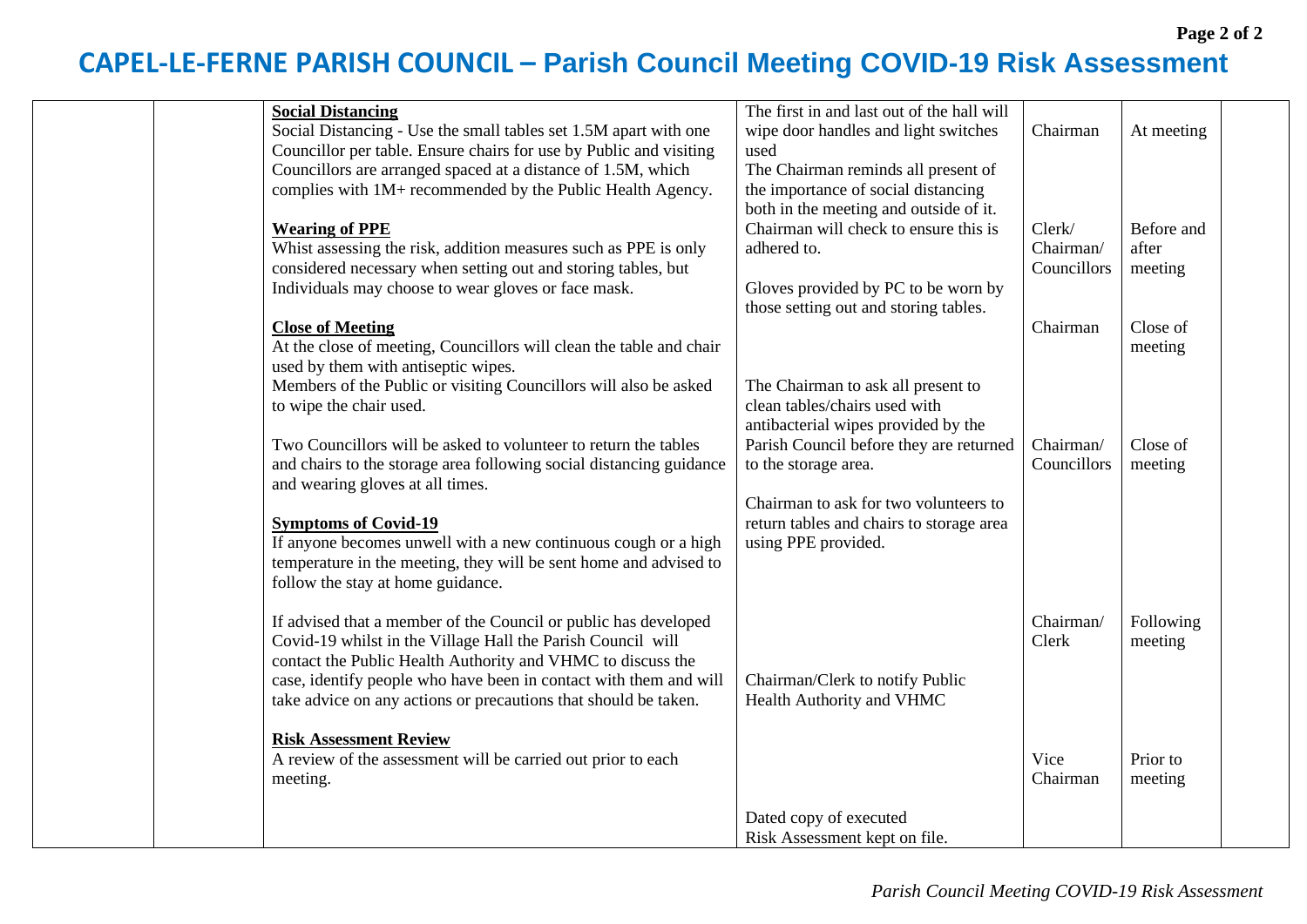# CAPEL-LE-FERNE PARISH COUNCIL – Parish Council Meeting COVID-19 Risk Assessment

| | | | | | | |
|---|---|---|---|---|---|---|
| | | **Social Distancing**<br>Social Distancing - Use the small tables set 1.5M apart with one Councillor per table. Ensure chairs for use by Public and visiting Councillors are arranged spaced at a distance of 1.5M, which complies with 1M+ recommended by the Public Health Agency. | The first in and last out of the hall will wipe door handles and light switches used<br>The Chairman reminds all present of the importance of social distancing both in the meeting and outside of it.<br>Chairman will check to ensure this is adhered to. | Chairman | At meeting | |
| | | **Wearing of PPE**<br>Whist assessing the risk, addition measures such as PPE is only considered necessary when setting out and storing tables, but Individuals may choose to wear gloves or face mask. | Gloves provided by PC to be worn by those setting out and storing tables. | Clerk/ Chairman/ Councillors | Before and after meeting | |
| | | **Close of Meeting**<br>At the close of meeting, Councillors will clean the table and chair used by them with antiseptic wipes.<br>Members of the Public or visiting Councillors will also be asked to wipe the chair used. | The Chairman to ask all present to clean tables/chairs used with antibacterial wipes provided by the Parish Council before they are returned to the storage area. | Chairman | Close of meeting | |
| | | Two Councillors will be asked to volunteer to return the tables and chairs to the storage area following social distancing guidance and wearing gloves at all times. | Chairman to ask for two volunteers to return tables and chairs to storage area using PPE provided. | Chairman/ Councillors | Close of meeting | |
| | | **Symptoms of Covid-19**<br>If anyone becomes unwell with a new continuous cough or a high temperature in the meeting, they will be sent home and advised to follow the stay at home guidance. | | | | |
| | | If advised that a member of the Council or public has developed Covid-19 whilst in the Village Hall the Parish Council will contact the Public Health Authority and VHMC to discuss the case, identify people who have been in contact with them and will take advice on any actions or precautions that should be taken. | Chairman/Clerk to notify Public Health Authority and VHMC | Chairman/ Clerk | Following meeting | |
| | | **Risk Assessment Review**<br>A review of the assessment will be carried out prior to each meeting. | | Vice Chairman | Prior to meeting | |
| | | | Dated copy of executed Risk Assessment kept on file. | | | |